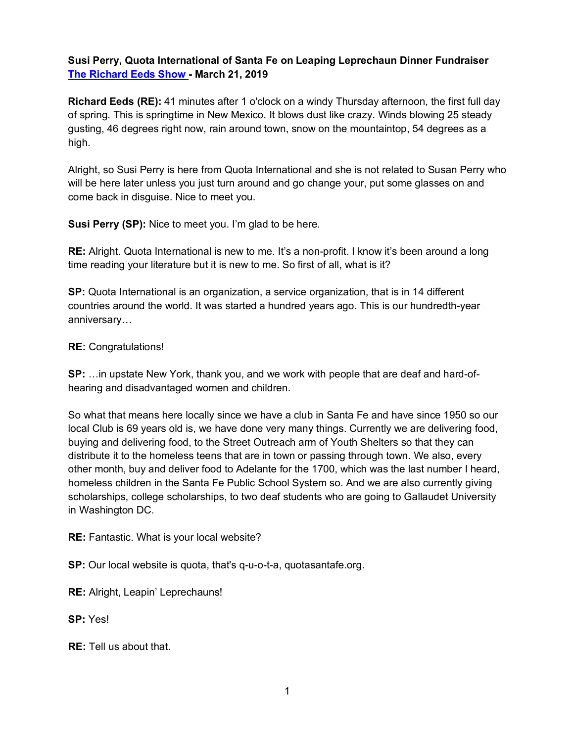**Susi Perry, Quota International of Santa Fe on Leaping Leprechaun Dinner Fundraiser**
**[The Richard Eeds Show](#) - March 21, 2019**

**Richard Eeds (RE):** 41 minutes after 1 o'clock on a windy Thursday afternoon, the first full day of spring. This is springtime in New Mexico. It blows dust like crazy. Winds blowing 25 steady gusting, 46 degrees right now, rain around town, snow on the mountaintop, 54 degrees as a high.

Alright, so Susi Perry is here from Quota International and she is not related to Susan Perry who will be here later unless you just turn around and go change your, put some glasses on and come back in disguise. Nice to meet you.

**Susi Perry (SP):** Nice to meet you. I'm glad to be here.

**RE:** Alright. Quota International is new to me. It's a non-profit. I know it's been around a long time reading your literature but it is new to me. So first of all, what is it?

**SP:** Quota International is an organization, a service organization, that is in 14 different countries around the world. It was started a hundred years ago. This is our hundredth-year anniversary…

**RE:** Congratulations!

**SP:** …in upstate New York, thank you, and we work with people that are deaf and hard-of-hearing and disadvantaged women and children.

So what that means here locally since we have a club in Santa Fe and have since 1950 so our local Club is 69 years old is, we have done very many things. Currently we are delivering food, buying and delivering food, to the Street Outreach arm of Youth Shelters so that they can distribute it to the homeless teens that are in town or passing through town. We also, every other month, buy and deliver food to Adelante for the 1700, which was the last number I heard, homeless children in the Santa Fe Public School System so. And we are also currently giving scholarships, college scholarships, to two deaf students who are going to Gallaudet University in Washington DC.

**RE:** Fantastic. What is your local website?

**SP:** Our local website is quota, that's q-u-o-t-a, quotasantafe.org.

**RE:** Alright, Leapin' Leprechauns!

**SP:** Yes!

**RE:** Tell us about that.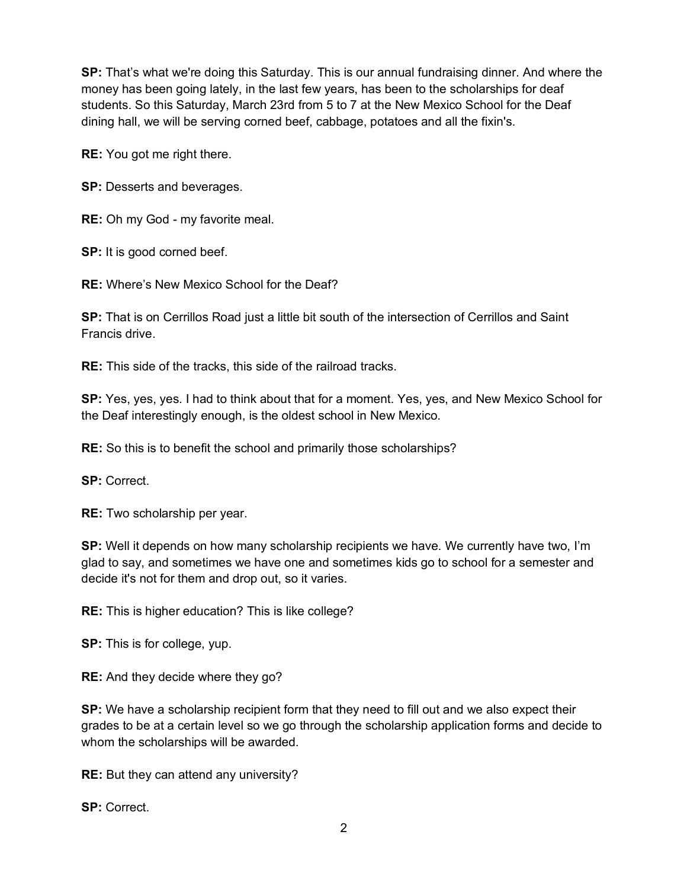**SP:** That's what we're doing this Saturday. This is our annual fundraising dinner. And where the money has been going lately, in the last few years, has been to the scholarships for deaf students. So this Saturday, March 23rd from 5 to 7 at the New Mexico School for the Deaf dining hall, we will be serving corned beef, cabbage, potatoes and all the fixin's.

**RE:** You got me right there.

**SP:** Desserts and beverages.

**RE:** Oh my God - my favorite meal.

**SP:** It is good corned beef.

**RE:** Where's New Mexico School for the Deaf?

**SP:** That is on Cerrillos Road just a little bit south of the intersection of Cerrillos and Saint Francis drive.

**RE:** This side of the tracks, this side of the railroad tracks.

**SP:** Yes, yes, yes. I had to think about that for a moment. Yes, yes, and New Mexico School for the Deaf interestingly enough, is the oldest school in New Mexico.

**RE:** So this is to benefit the school and primarily those scholarships?

**SP:** Correct.

**RE:** Two scholarship per year.

**SP:** Well it depends on how many scholarship recipients we have. We currently have two, I'm glad to say, and sometimes we have one and sometimes kids go to school for a semester and decide it's not for them and drop out, so it varies.

**RE:** This is higher education? This is like college?

**SP:** This is for college, yup.

**RE:** And they decide where they go?

**SP:** We have a scholarship recipient form that they need to fill out and we also expect their grades to be at a certain level so we go through the scholarship application forms and decide to whom the scholarships will be awarded.

**RE:** But they can attend any university?

**SP:** Correct.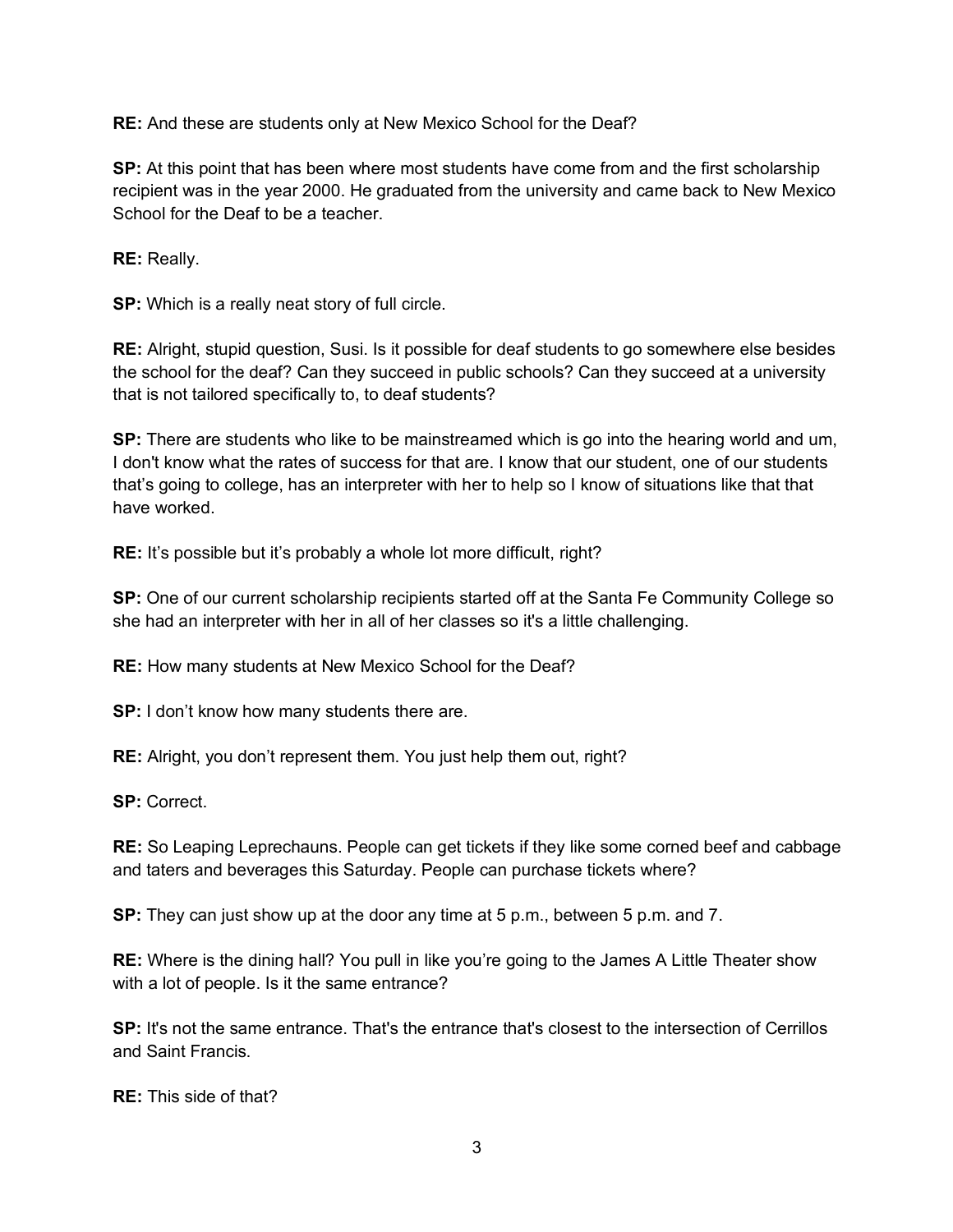**RE:** And these are students only at New Mexico School for the Deaf?

**SP:** At this point that has been where most students have come from and the first scholarship recipient was in the year 2000. He graduated from the university and came back to New Mexico School for the Deaf to be a teacher.

**RE:** Really.

**SP:** Which is a really neat story of full circle.

**RE:** Alright, stupid question, Susi. Is it possible for deaf students to go somewhere else besides the school for the deaf? Can they succeed in public schools? Can they succeed at a university that is not tailored specifically to, to deaf students?

**SP:** There are students who like to be mainstreamed which is go into the hearing world and um, I don't know what the rates of success for that are. I know that our student, one of our students that's going to college, has an interpreter with her to help so I know of situations like that that have worked.

**RE:** It's possible but it's probably a whole lot more difficult, right?

**SP:** One of our current scholarship recipients started off at the Santa Fe Community College so she had an interpreter with her in all of her classes so it's a little challenging.

**RE:** How many students at New Mexico School for the Deaf?

**SP:** I don't know how many students there are.

**RE:** Alright, you don't represent them. You just help them out, right?

**SP:** Correct.

**RE:** So Leaping Leprechauns. People can get tickets if they like some corned beef and cabbage and taters and beverages this Saturday. People can purchase tickets where?

**SP:** They can just show up at the door any time at 5 p.m., between 5 p.m. and 7.

**RE:** Where is the dining hall? You pull in like you're going to the James A Little Theater show with a lot of people. Is it the same entrance?

**SP:** It's not the same entrance. That's the entrance that's closest to the intersection of Cerrillos and Saint Francis.

**RE:** This side of that?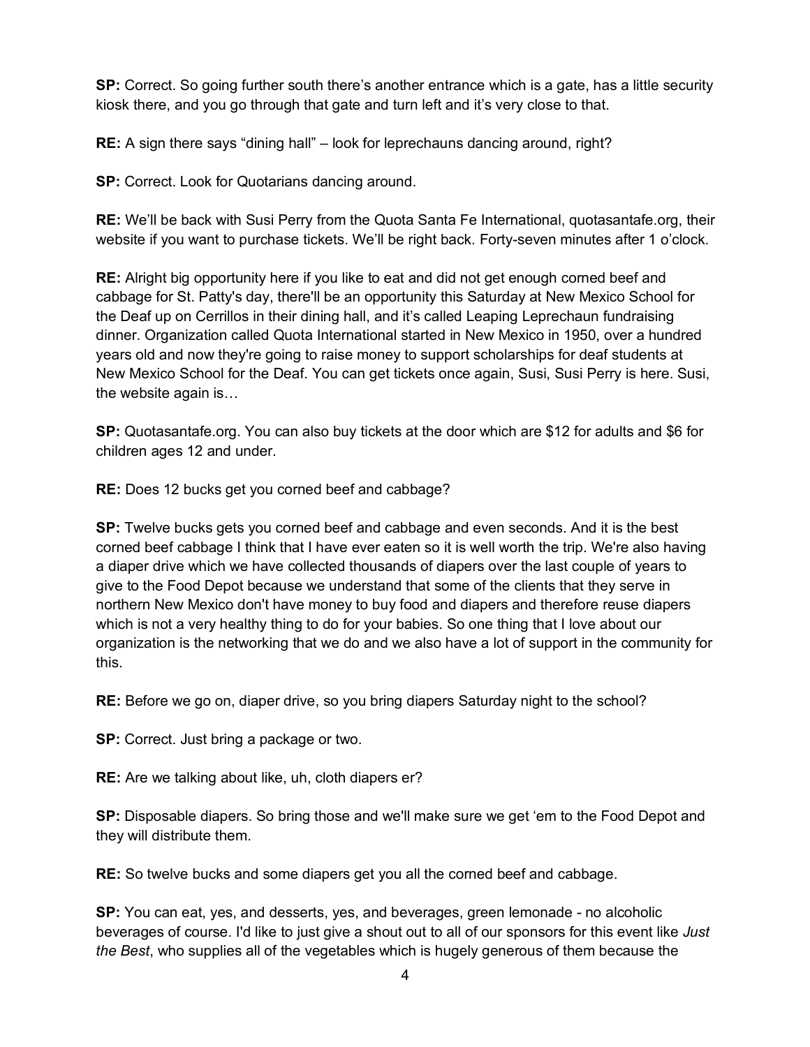**SP:** Correct. So going further south there's another entrance which is a gate, has a little security kiosk there, and you go through that gate and turn left and it's very close to that.

**RE:** A sign there says "dining hall" – look for leprechauns dancing around, right?

**SP:** Correct. Look for Quotarians dancing around.

**RE:** We'll be back with Susi Perry from the Quota Santa Fe International, quotasantafe.org, their website if you want to purchase tickets. We'll be right back. Forty-seven minutes after 1 o'clock.

**RE:** Alright big opportunity here if you like to eat and did not get enough corned beef and cabbage for St. Patty's day, there'll be an opportunity this Saturday at New Mexico School for the Deaf up on Cerrillos in their dining hall, and it's called Leaping Leprechaun fundraising dinner. Organization called Quota International started in New Mexico in 1950, over a hundred years old and now they're going to raise money to support scholarships for deaf students at New Mexico School for the Deaf. You can get tickets once again, Susi, Susi Perry is here. Susi, the website again is…

**SP:** Quotasantafe.org. You can also buy tickets at the door which are $12 for adults and $6 for children ages 12 and under.

**RE:** Does 12 bucks get you corned beef and cabbage?

**SP:** Twelve bucks gets you corned beef and cabbage and even seconds. And it is the best corned beef cabbage I think that I have ever eaten so it is well worth the trip. We're also having a diaper drive which we have collected thousands of diapers over the last couple of years to give to the Food Depot because we understand that some of the clients that they serve in northern New Mexico don't have money to buy food and diapers and therefore reuse diapers which is not a very healthy thing to do for your babies. So one thing that I love about our organization is the networking that we do and we also have a lot of support in the community for this.

**RE:** Before we go on, diaper drive, so you bring diapers Saturday night to the school?

**SP:** Correct. Just bring a package or two.

**RE:** Are we talking about like, uh, cloth diapers er?

**SP:** Disposable diapers. So bring those and we'll make sure we get 'em to the Food Depot and they will distribute them.

**RE:** So twelve bucks and some diapers get you all the corned beef and cabbage.

**SP:** You can eat, yes, and desserts, yes, and beverages, green lemonade - no alcoholic beverages of course. I'd like to just give a shout out to all of our sponsors for this event like *Just the Best*, who supplies all of the vegetables which is hugely generous of them because the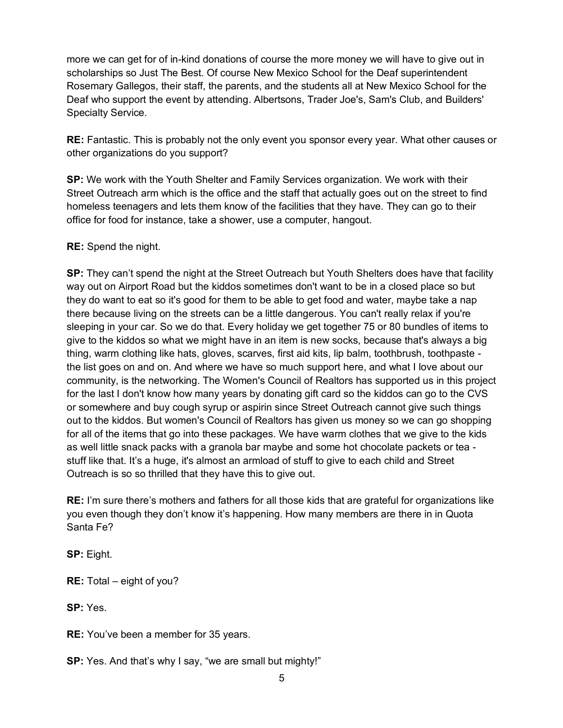more we can get for of in-kind donations of course the more money we will have to give out in scholarships so Just The Best. Of course New Mexico School for the Deaf superintendent Rosemary Gallegos, their staff, the parents, and the students all at New Mexico School for the Deaf who support the event by attending. Albertsons, Trader Joe's, Sam's Club, and Builders' Specialty Service.

**RE:** Fantastic. This is probably not the only event you sponsor every year. What other causes or other organizations do you support?

**SP:** We work with the Youth Shelter and Family Services organization. We work with their Street Outreach arm which is the office and the staff that actually goes out on the street to find homeless teenagers and lets them know of the facilities that they have. They can go to their office for food for instance, take a shower, use a computer, hangout.

**RE:** Spend the night.

**SP:** They can't spend the night at the Street Outreach but Youth Shelters does have that facility way out on Airport Road but the kiddos sometimes don't want to be in a closed place so but they do want to eat so it's good for them to be able to get food and water, maybe take a nap there because living on the streets can be a little dangerous. You can't really relax if you're sleeping in your car. So we do that. Every holiday we get together 75 or 80 bundles of items to give to the kiddos so what we might have in an item is new socks, because that's always a big thing, warm clothing like hats, gloves, scarves, first aid kits, lip balm, toothbrush, toothpaste - the list goes on and on. And where we have so much support here, and what I love about our community, is the networking. The Women's Council of Realtors has supported us in this project for the last I don't know how many years by donating gift card so the kiddos can go to the CVS or somewhere and buy cough syrup or aspirin since Street Outreach cannot give such things out to the kiddos. But women's Council of Realtors has given us money so we can go shopping for all of the items that go into these packages. We have warm clothes that we give to the kids as well little snack packs with a granola bar maybe and some hot chocolate packets or tea - stuff like that. It's a huge, it's almost an armload of stuff to give to each child and Street Outreach is so so thrilled that they have this to give out.

**RE:** I'm sure there's mothers and fathers for all those kids that are grateful for organizations like you even though they don't know it's happening. How many members are there in in Quota Santa Fe?

**SP:** Eight.

**RE:** Total – eight of you?

**SP:** Yes.

**RE:** You've been a member for 35 years.

**SP:** Yes. And that's why I say, "we are small but mighty!"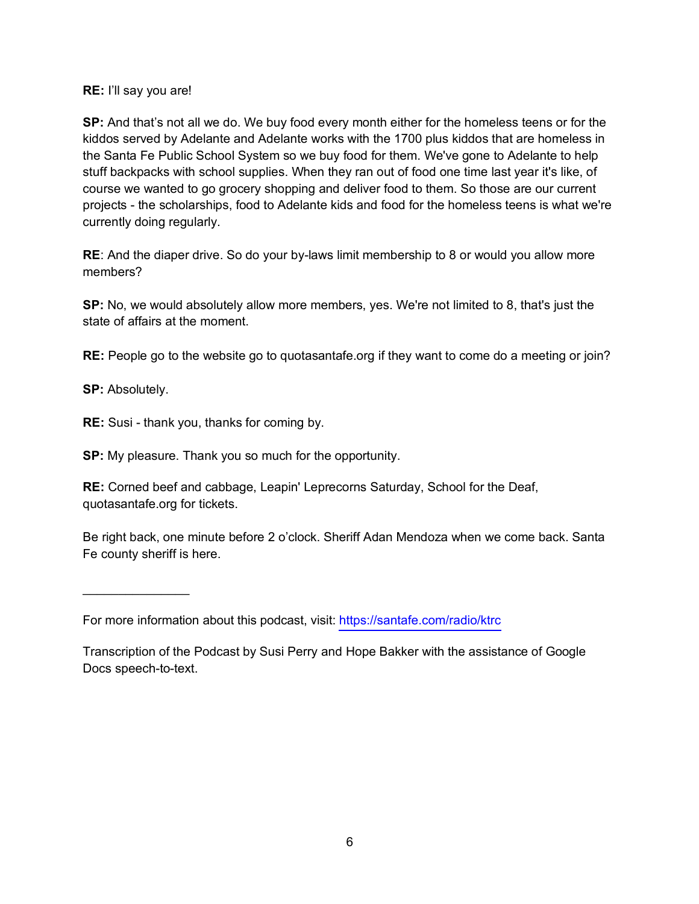**RE:** I'll say you are!

**SP:** And that's not all we do. We buy food every month either for the homeless teens or for the kiddos served by Adelante and Adelante works with the 1700 plus kiddos that are homeless in the Santa Fe Public School System so we buy food for them. We've gone to Adelante to help stuff backpacks with school supplies. When they ran out of food one time last year it's like, of course we wanted to go grocery shopping and deliver food to them. So those are our current projects - the scholarships, food to Adelante kids and food for the homeless teens is what we're currently doing regularly.

**RE**: And the diaper drive. So do your by-laws limit membership to 8 or would you allow more members?

**SP:** No, we would absolutely allow more members, yes. We're not limited to 8, that's just the state of affairs at the moment.

**RE:** People go to the website go to quotasantafe.org if they want to come do a meeting or join?

**SP:** Absolutely.

**RE:** Susi - thank you, thanks for coming by.

**SP:** My pleasure. Thank you so much for the opportunity.

**RE:** Corned beef and cabbage, Leapin' Leprecorns Saturday, School for the Deaf, quotasantafe.org for tickets.

Be right back, one minute before 2 o'clock. Sheriff Adan Mendoza when we come back. Santa Fe county sheriff is here.

---

For more information about this podcast, visit: [https://santafe.com/radio/ktrc](https://santafe.com/radio/ktrc)

Transcription of the Podcast by Susi Perry and Hope Bakker with the assistance of Google Docs speech-to-text.